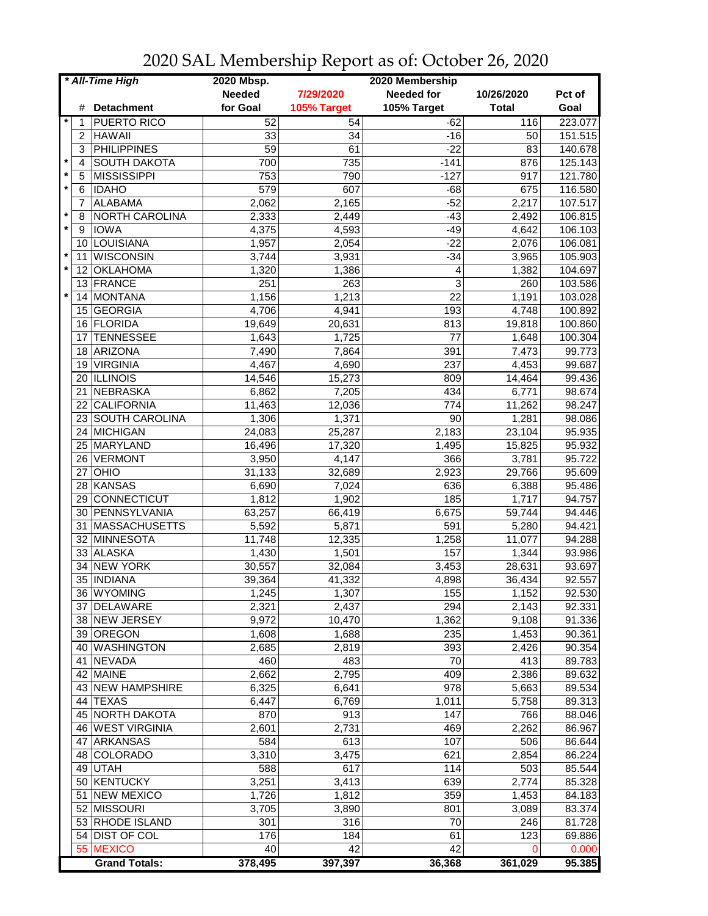# 2020 SAL Membership Report as of: October 26, 2020

| * All-Time High | | | 2020 Mbsp. | | 2020 Membership | | |
|---|---|---|---|---|---|---|---|
| | # | Detachment | Needed for Goal | 7/29/2020 105% Target | Needed for 105% Target | 10/26/2020 Total | Pct of Goal |
| * | 1 | PUERTO RICO | 52 | 54 | -62 | 116 | 223.077 |
| | 2 | HAWAII | 33 | 34 | -16 | 50 | 151.515 |
| | 3 | PHILIPPINES | 59 | 61 | -22 | 83 | 140.678 |
| * | 4 | SOUTH DAKOTA | 700 | 735 | -141 | 876 | 125.143 |
| * | 5 | MISSISSIPPI | 753 | 790 | -127 | 917 | 121.780 |
| * | 6 | IDAHO | 579 | 607 | -68 | 675 | 116.580 |
| | 7 | ALABAMA | 2,062 | 2,165 | -52 | 2,217 | 107.517 |
| * | 8 | NORTH CAROLINA | 2,333 | 2,449 | -43 | 2,492 | 106.815 |
| * | 9 | IOWA | 4,375 | 4,593 | -49 | 4,642 | 106.103 |
| | 10 | LOUISIANA | 1,957 | 2,054 | -22 | 2,076 | 106.081 |
| * | 11 | WISCONSIN | 3,744 | 3,931 | -34 | 3,965 | 105.903 |
| * | 12 | OKLAHOMA | 1,320 | 1,386 | 4 | 1,382 | 104.697 |
| | 13 | FRANCE | 251 | 263 | 3 | 260 | 103.586 |
| * | 14 | MONTANA | 1,156 | 1,213 | 22 | 1,191 | 103.028 |
| | 15 | GEORGIA | 4,706 | 4,941 | 193 | 4,748 | 100.892 |
| | 16 | FLORIDA | 19,649 | 20,631 | 813 | 19,818 | 100.860 |
| | 17 | TENNESSEE | 1,643 | 1,725 | 77 | 1,648 | 100.304 |
| | 18 | ARIZONA | 7,490 | 7,864 | 391 | 7,473 | 99.773 |
| | 19 | VIRGINIA | 4,467 | 4,690 | 237 | 4,453 | 99.687 |
| | 20 | ILLINOIS | 14,546 | 15,273 | 809 | 14,464 | 99.436 |
| | 21 | NEBRASKA | 6,862 | 7,205 | 434 | 6,771 | 98.674 |
| | 22 | CALIFORNIA | 11,463 | 12,036 | 774 | 11,262 | 98.247 |
| | 23 | SOUTH CAROLINA | 1,306 | 1,371 | 90 | 1,281 | 98.086 |
| | 24 | MICHIGAN | 24,083 | 25,287 | 2,183 | 23,104 | 95.935 |
| | 25 | MARYLAND | 16,496 | 17,320 | 1,495 | 15,825 | 95.932 |
| | 26 | VERMONT | 3,950 | 4,147 | 366 | 3,781 | 95.722 |
| | 27 | OHIO | 31,133 | 32,689 | 2,923 | 29,766 | 95.609 |
| | 28 | KANSAS | 6,690 | 7,024 | 636 | 6,388 | 95.486 |
| | 29 | CONNECTICUT | 1,812 | 1,902 | 185 | 1,717 | 94.757 |
| | 30 | PENNSYLVANIA | 63,257 | 66,419 | 6,675 | 59,744 | 94.446 |
| | 31 | MASSACHUSETTS | 5,592 | 5,871 | 591 | 5,280 | 94.421 |
| | 32 | MINNESOTA | 11,748 | 12,335 | 1,258 | 11,077 | 94.288 |
| | 33 | ALASKA | 1,430 | 1,501 | 157 | 1,344 | 93.986 |
| | 34 | NEW YORK | 30,557 | 32,084 | 3,453 | 28,631 | 93.697 |
| | 35 | INDIANA | 39,364 | 41,332 | 4,898 | 36,434 | 92.557 |
| | 36 | WYOMING | 1,245 | 1,307 | 155 | 1,152 | 92.530 |
| | 37 | DELAWARE | 2,321 | 2,437 | 294 | 2,143 | 92.331 |
| | 38 | NEW JERSEY | 9,972 | 10,470 | 1,362 | 9,108 | 91.336 |
| | 39 | OREGON | 1,608 | 1,688 | 235 | 1,453 | 90.361 |
| | 40 | WASHINGTON | 2,685 | 2,819 | 393 | 2,426 | 90.354 |
| | 41 | NEVADA | 460 | 483 | 70 | 413 | 89.783 |
| | 42 | MAINE | 2,662 | 2,795 | 409 | 2,386 | 89.632 |
| | 43 | NEW HAMPSHIRE | 6,325 | 6,641 | 978 | 5,663 | 89.534 |
| | 44 | TEXAS | 6,447 | 6,769 | 1,011 | 5,758 | 89.313 |
| | 45 | NORTH DAKOTA | 870 | 913 | 147 | 766 | 88.046 |
| | 46 | WEST VIRGINIA | 2,601 | 2,731 | 469 | 2,262 | 86.967 |
| | 47 | ARKANSAS | 584 | 613 | 107 | 506 | 86.644 |
| | 48 | COLORADO | 3,310 | 3,475 | 621 | 2,854 | 86.224 |
| | 49 | UTAH | 588 | 617 | 114 | 503 | 85.544 |
| | 50 | KENTUCKY | 3,251 | 3,413 | 639 | 2,774 | 85.328 |
| | 51 | NEW MEXICO | 1,726 | 1,812 | 359 | 1,453 | 84.183 |
| | 52 | MISSOURI | 3,705 | 3,890 | 801 | 3,089 | 83.374 |
| | 53 | RHODE ISLAND | 301 | 316 | 70 | 246 | 81.728 |
| | 54 | DIST OF COL | 176 | 184 | 61 | 123 | 69.886 |
| | 55 | MEXICO | 40 | 42 | 42 | 0 | 0.000 |
| | | **Grand Totals:** | **378,495** | **397,397** | **36,368** | **361,029** | **95.385** |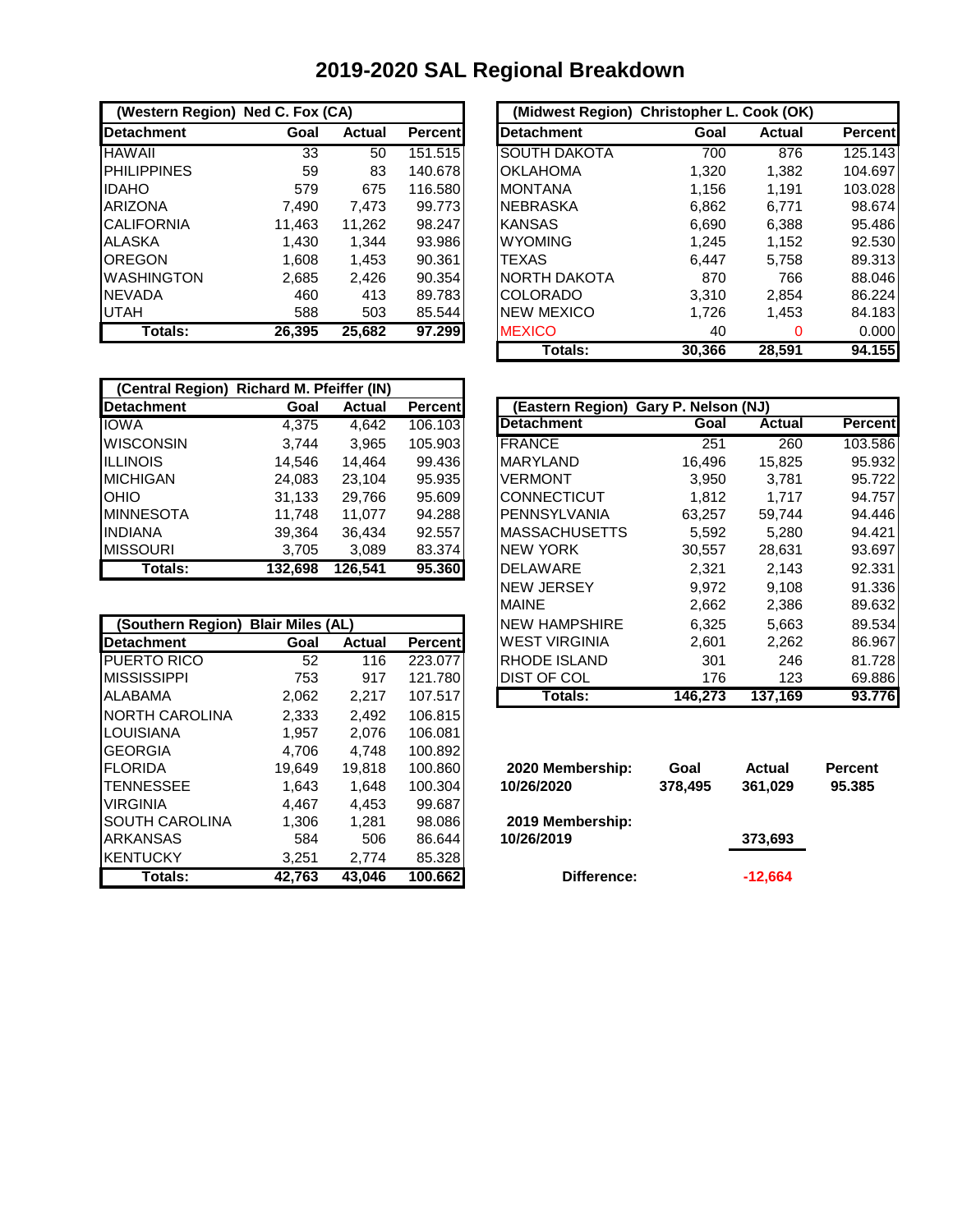# 2019-2020 SAL Regional Breakdown

| (Western Region) Ned C. Fox (CA) | | | |
|---|---|---|---|
| **Detachment** | **Goal** | **Actual** | **Percent** |
| HAWAII | 33 | 50 | 151.515 |
| PHILIPPINES | 59 | 83 | 140.678 |
| IDAHO | 579 | 675 | 116.580 |
| ARIZONA | 7,490 | 7,473 | 99.773 |
| CALIFORNIA | 11,463 | 11,262 | 98.247 |
| ALASKA | 1,430 | 1,344 | 93.986 |
| OREGON | 1,608 | 1,453 | 90.361 |
| WASHINGTON | 2,685 | 2,426 | 90.354 |
| NEVADA | 460 | 413 | 89.783 |
| UTAH | 588 | 503 | 85.544 |
| **Totals:** | **26,395** | **25,682** | **97.299** |

| (Midwest Region) Christopher L. Cook (OK) | | | |
|---|---|---|---|
| **Detachment** | **Goal** | **Actual** | **Percent** |
| SOUTH DAKOTA | 700 | 876 | 125.143 |
| OKLAHOMA | 1,320 | 1,382 | 104.697 |
| MONTANA | 1,156 | 1,191 | 103.028 |
| NEBRASKA | 6,862 | 6,771 | 98.674 |
| KANSAS | 6,690 | 6,388 | 95.486 |
| WYOMING | 1,245 | 1,152 | 92.530 |
| TEXAS | 6,447 | 5,758 | 89.313 |
| NORTH DAKOTA | 870 | 766 | 88.046 |
| COLORADO | 3,310 | 2,854 | 86.224 |
| NEW MEXICO | 1,726 | 1,453 | 84.183 |
| MEXICO | 40 | 0 | 0.000 |
| **Totals:** | **30,366** | **28,591** | **94.155** |

| (Central Region) Richard M. Pfeiffer (IN) | | | |
|---|---|---|---|
| **Detachment** | **Goal** | **Actual** | **Percent** |
| IOWA | 4,375 | 4,642 | 106.103 |
| WISCONSIN | 3,744 | 3,965 | 105.903 |
| ILLINOIS | 14,546 | 14,464 | 99.436 |
| MICHIGAN | 24,083 | 23,104 | 95.935 |
| OHIO | 31,133 | 29,766 | 95.609 |
| MINNESOTA | 11,748 | 11,077 | 94.288 |
| INDIANA | 39,364 | 36,434 | 92.557 |
| MISSOURI | 3,705 | 3,089 | 83.374 |
| **Totals:** | **132,698** | **126,541** | **95.360** |

| (Eastern Region) Gary P. Nelson (NJ) | | | |
|---|---|---|---|
| **Detachment** | **Goal** | **Actual** | **Percent** |
| FRANCE | 251 | 260 | 103.586 |
| MARYLAND | 16,496 | 15,825 | 95.932 |
| VERMONT | 3,950 | 3,781 | 95.722 |
| CONNECTICUT | 1,812 | 1,717 | 94.757 |
| PENNSYLVANIA | 63,257 | 59,744 | 94.446 |
| MASSACHUSETTS | 5,592 | 5,280 | 94.421 |
| NEW YORK | 30,557 | 28,631 | 93.697 |
| DELAWARE | 2,321 | 2,143 | 92.331 |
| NEW JERSEY | 9,972 | 9,108 | 91.336 |
| MAINE | 2,662 | 2,386 | 89.632 |
| NEW HAMPSHIRE | 6,325 | 5,663 | 89.534 |
| WEST VIRGINIA | 2,601 | 2,262 | 86.967 |
| RHODE ISLAND | 301 | 246 | 81.728 |
| DIST OF COL | 176 | 123 | 69.886 |
| **Totals:** | **146,273** | **137,169** | **93.776** |

| (Southern Region) Blair Miles (AL) | | | |
|---|---|---|---|
| **Detachment** | **Goal** | **Actual** | **Percent** |
| PUERTO RICO | 52 | 116 | 223.077 |
| MISSISSIPPI | 753 | 917 | 121.780 |
| ALABAMA | 2,062 | 2,217 | 107.517 |
| NORTH CAROLINA | 2,333 | 2,492 | 106.815 |
| LOUISIANA | 1,957 | 2,076 | 106.081 |
| GEORGIA | 4,706 | 4,748 | 100.892 |
| FLORIDA | 19,649 | 19,818 | 100.860 |
| TENNESSEE | 1,643 | 1,648 | 100.304 |
| VIRGINIA | 4,467 | 4,453 | 99.687 |
| SOUTH CAROLINA | 1,306 | 1,281 | 98.086 |
| ARKANSAS | 584 | 506 | 86.644 |
| KENTUCKY | 3,251 | 2,774 | 85.328 |
| **Totals:** | **42,763** | **43,046** | **100.662** |

| | **Goal** | **Actual** | **Percent** |
|---|---|---|---|
| **2020 Membership:** 10/26/2020 | 378,495 | 361,029 | 95.385 |
| **2019 Membership:** 10/26/2019 | | 373,693 | |
| **Difference:** | | **-12,664** | |